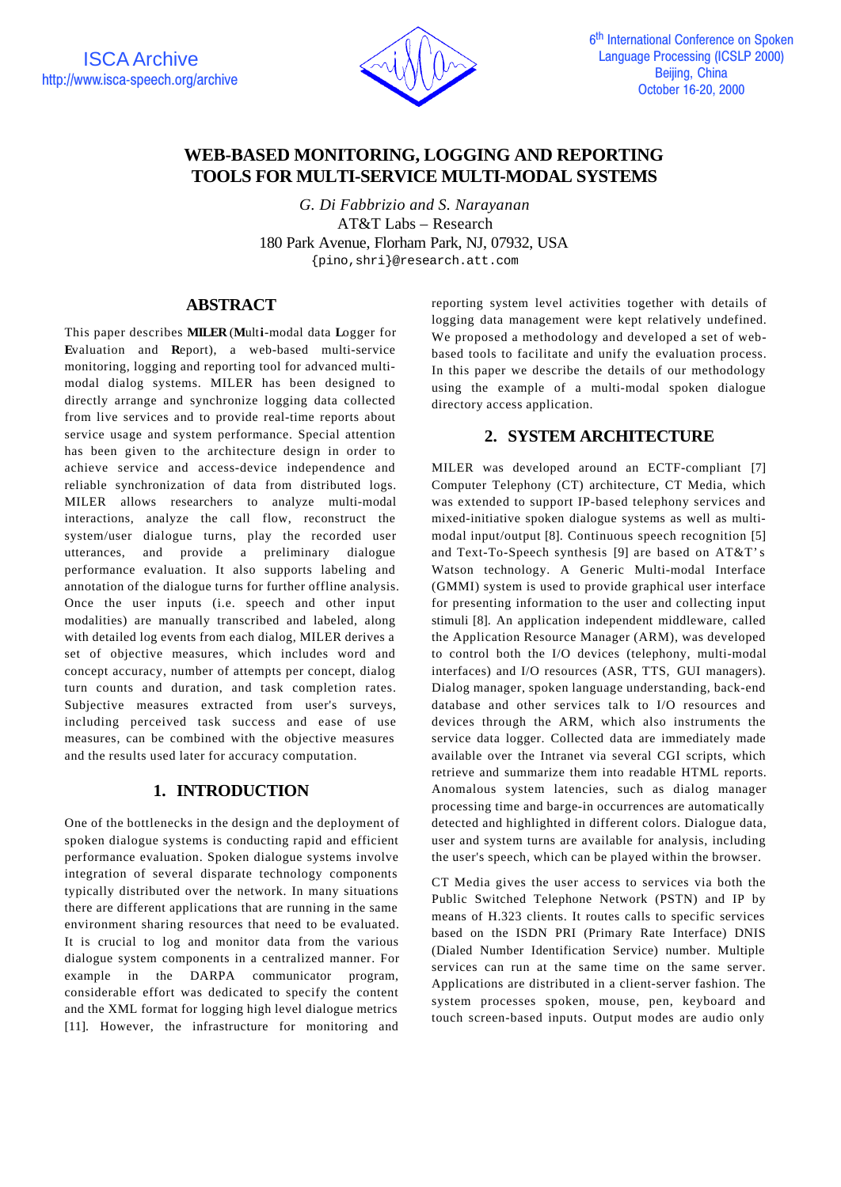# WEB-BASED MONITORING, LOGGING AND REPORTING TOOLS FOR MULTI-SERVICE MULTI-MODAL SYSTEMS

*G. Di Fabbrizio and S. Narayanan*

AT&T Labs – Research

180 Park Avenue, Florham Park, NJ, 07932, USA

{pino,shri}@research.att.com

## ABSTRACT

This paper describes **MILER** (**M**ult**i**-modal data **L**ogger for **E**valuation and **R**eport), a web-based multi-service monitoring, logging and reporting tool for advanced multi-modal dialog systems. MILER has been designed to directly arrange and synchronize logging data collected from live services and to provide real-time reports about service usage and system performance. Special attention has been given to the architecture design in order to achieve service and access-device independence and reliable synchronization of data from distributed logs. MILER allows researchers to analyze multi-modal interactions, analyze the call flow, reconstruct the system/user dialogue turns, play the recorded user utterances, and provide a preliminary dialogue performance evaluation. It also supports labeling and annotation of the dialogue turns for further offline analysis. Once the user inputs (i.e. speech and other input modalities) are manually transcribed and labeled, along with detailed log events from each dialog, MILER derives a set of objective measures, which includes word and concept accuracy, number of attempts per concept, dialog turn counts and duration, and task completion rates. Subjective measures extracted from user's surveys, including perceived task success and ease of use measures, can be combined with the objective measures and the results used later for accuracy computation.

## 1. INTRODUCTION

One of the bottlenecks in the design and the deployment of spoken dialogue systems is conducting rapid and efficient performance evaluation. Spoken dialogue systems involve integration of several disparate technology components typically distributed over the network. In many situations there are different applications that are running in the same environment sharing resources that need to be evaluated. It is crucial to log and monitor data from the various dialogue system components in a centralized manner. For example in the DARPA communicator program, considerable effort was dedicated to specify the content and the XML format for logging high level dialogue metrics [11]. However, the infrastructure for monitoring and reporting system level activities together with details of logging data management were kept relatively undefined. We proposed a methodology and developed a set of web-based tools to facilitate and unify the evaluation process. In this paper we describe the details of our methodology using the example of a multi-modal spoken dialogue directory access application.

## 2. SYSTEM ARCHITECTURE

MILER was developed around an ECTF-compliant [7] Computer Telephony (CT) architecture, CT Media, which was extended to support IP-based telephony services and mixed-initiative spoken dialogue systems as well as multi-modal input/output [8]. Continuous speech recognition [5] and Text-To-Speech synthesis [9] are based on AT&T's Watson technology. A Generic Multi-modal Interface (GMMI) system is used to provide graphical user interface for presenting information to the user and collecting input stimuli [8]. An application independent middleware, called the Application Resource Manager (ARM), was developed to control both the I/O devices (telephony, multi-modal interfaces) and I/O resources (ASR, TTS, GUI managers). Dialog manager, spoken language understanding, back-end database and other services talk to I/O resources and devices through the ARM, which also instruments the service data logger. Collected data are immediately made available over the Intranet via several CGI scripts, which retrieve and summarize them into readable HTML reports. Anomalous system latencies, such as dialog manager processing time and barge-in occurrences are automatically detected and highlighted in different colors. Dialogue data, user and system turns are available for analysis, including the user's speech, which can be played within the browser.

CT Media gives the user access to services via both the Public Switched Telephone Network (PSTN) and IP by means of H.323 clients. It routes calls to specific services based on the ISDN PRI (Primary Rate Interface) DNIS (Dialed Number Identification Service) number. Multiple services can run at the same time on the same server. Applications are distributed in a client-server fashion. The system processes spoken, mouse, pen, keyboard and touch screen-based inputs. Output modes are audio only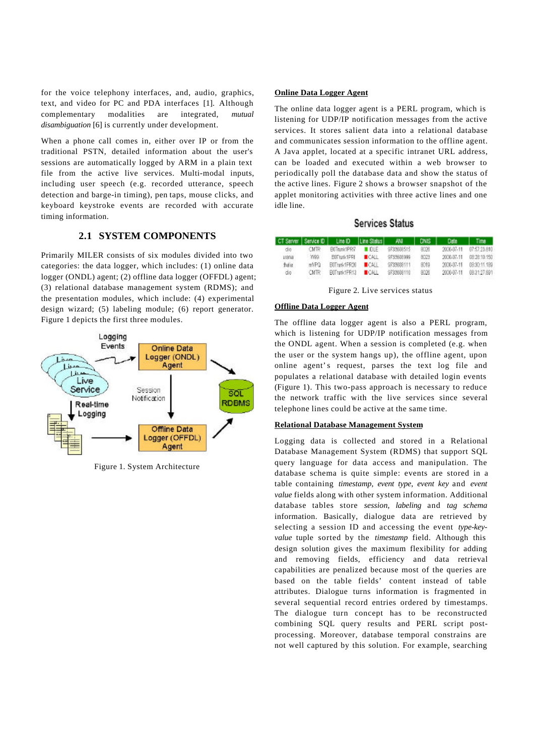for the voice telephony interfaces, and, audio, graphics, text, and video for PC and PDA interfaces [1]. Although complementary modalities are integrated, *mutual disambiguation* [6] is currently under development.

When a phone call comes in, either over IP or from the traditional PSTN, detailed information about the user's sessions are automatically logged by ARM in a plain text file from the active live services. Multi-modal inputs, including user speech (e.g. recorded utterance, speech detection and barge-in timing), pen taps, mouse clicks, and keyboard keystroke events are recorded with accurate timing information.

## 2.1 SYSTEM COMPONENTS

Primarily MILER consists of six modules divided into two categories: the data logger, which includes: (1) online data logger (ONDL) agent; (2) offline data logger (OFFDL) agent; (3) relational database management system (RDMS); and the presentation modules, which include: (4) experimental design wizard; (5) labeling module; (6) report generator. Figure 1 depicts the first three modules.

Logging Events

Live Service

Real-time Logging

Online Data Logger (ONDL) Agent

Session Notification

Offline Data Logger (OFFDL) Agent

SQL RDBMS

Figure 1. System Architecture

**Online Data Logger Agent**

The online data logger agent is a PERL program, which is listening for UDP/IP notification messages from the active services. It stores salient data into a relational database and communicates session information to the offline agent. A Java applet, located at a specific intranet URL address, can be loaded and executed within a web browser to periodically poll the database data and show the status of the active lines. Figure 2 shows a browser snapshot of the applet monitoring activities with three active lines and one idle line.

Services Status

| CT Server | Service ID | Line ID | Line Status | ANI | DNIS | Date | Time |
|---|---|---|---|---|---|---|---|
| dio | CMTR | BUTrunk1PR7 | IDLE | 9733608515 | 8026 | 2000-07-11 | 07:57:23.810 |
| irena | W99 | BUTrunk1PR1 | CALL | 9733608999 | 8023 | 2000-07-11 | 08:28:10.150 |
| thalia | mVPQ | BUTrunk1PR20 | CALL | 9733608111 | 8019 | 2000-07-11 | 08:30:11.189 |
| dio | CMTR | BUTrunk1PR13 | CALL | 9733608110 | 8026 | 2000-07-11 | 08:31:27.691 |

Figure 2. Live services status

**Offline Data Logger Agent**

The offline data logger agent is also a PERL program, which is listening for UDP/IP notification messages from the ONDL agent. When a session is completed (e.g. when the user or the system hangs up), the offline agent, upon online agent's request, parses the text log file and populates a relational database with detailed login events (Figure 1). This two-pass approach is necessary to reduce the network traffic with the live services since several telephone lines could be active at the same time.

**Relational Database Management System**

Logging data is collected and stored in a Relational Database Management System (RDMS) that support SQL query language for data access and manipulation. The database schema is quite simple: events are stored in a table containing *timestamp*, *event type*, *event key* and *event value* fields along with other system information. Additional database tables store *session*, *labeling* and *tag schema* information. Basically, dialogue data are retrieved by selecting a session ID and accessing the event *type-key-value* tuple sorted by the *timestamp* field. Although this design solution gives the maximum flexibility for adding and removing fields, efficiency and data retrieval capabilities are penalized because most of the queries are based on the table fields' content instead of table attributes. Dialogue turns information is fragmented in several sequential record entries ordered by timestamps. The dialogue turn concept has to be reconstructed combining SQL query results and PERL script post-processing. Moreover, database temporal constrains are not well captured by this solution. For example, searching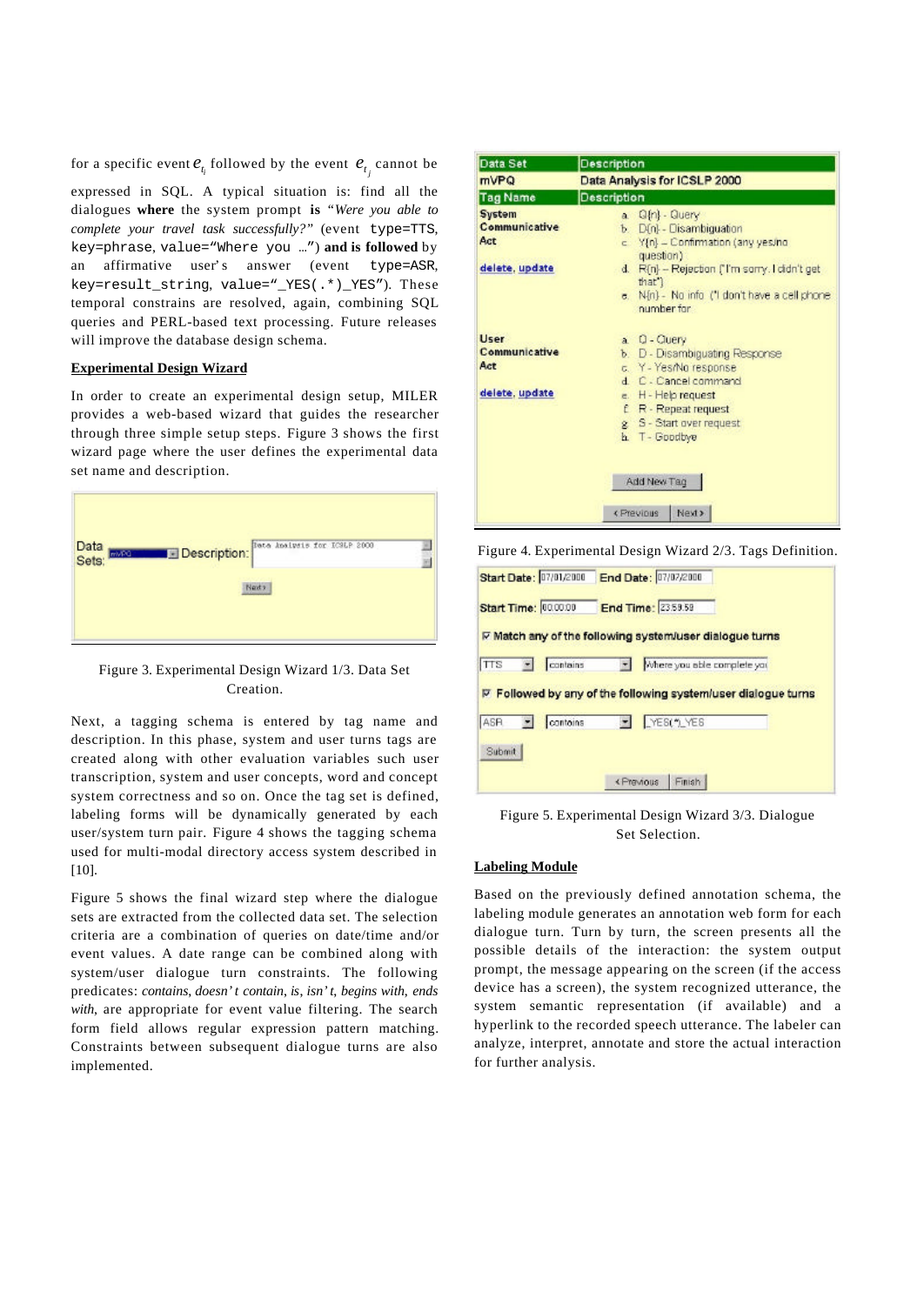for a specific event $e_{t_i}$ followed by the event $e_{t_j}$ cannot be expressed in SQL. A typical situation is: find all the dialogues **where** the system prompt **is** "*Were you able to complete your travel task successfully?*" (event `type=TTS`, `key=phrase`, `value="Where you …"`) **and is followed** by an affirmative user's answer (event `type=ASR`, `key=result_string`, `value="_YES(.*)_YES"`). These temporal constrains are resolved, again, combining SQL queries and PERL-based text processing. Future releases will improve the database design schema.

**Experimental Design Wizard**

In order to create an experimental design setup, MILER provides a web-based wizard that guides the researcher through three simple setup steps. Figure 3 shows the first wizard page where the user defines the experimental data set name and description.

Data Sets: mVPQ Description: Data Analysis for ICSLP 2000

Next

Figure 3. Experimental Design Wizard 1/3. Data Set Creation.

Next, a tagging schema is entered by tag name and description. In this phase, system and user turns tags are created along with other evaluation variables such user transcription, system and user concepts, word and concept system correctness and so on. Once the tag set is defined, labeling forms will be dynamically generated by each user/system turn pair. Figure 4 shows the tagging schema used for multi-modal directory access system described in [10].

Figure 5 shows the final wizard step where the dialogue sets are extracted from the collected data set. The selection criteria are a combination of queries on date/time and/or event values. A date range can be combined along with system/user dialogue turn constraints. The following predicates: *contains, doesn't contain, is, isn't, begins with, ends with*, are appropriate for event value filtering. The search form field allows regular expression pattern matching. Constraints between subsequent dialogue turns are also implemented.

| Data Set | Description |
|---|---|
| mVPQ | Data Analysis for ICSLP 2000 |
| **Tag Name** | **Description** |
| System Communicative Act<br>delete, update | a. Q{n} - Query<br>b. D{n} - Disambiguation<br>c. Y{n} – Confirmation (any yes/no question)<br>d. R{n} – Rejection ("I'm sorry. I didn't get that")<br>e. N{n} - No info ("I don't have a cell phone number for |
| User Communicative Act<br>delete, update | a. Q - Query<br>b. D - Disambiguating Response<br>c. Y - Yes/No response<br>d. C - Cancel command<br>e. H - Help request<br>f. R - Repeat request<br>g. S - Start over request<br>h. T - Goodbye |

Add New Tag

< Previous | Next >

Figure 4. Experimental Design Wizard 2/3. Tags Definition.

Start Date: 07/01/2000 End Date: 07/07/2000

Start Time: 00:00:00 End Time: 23:59:59

☑ Match any of the following system/user dialogue turns

TTS | contains | Where you able complete you

☑ Followed by any of the following system/user dialogue turns

ASR | contains | _YES(.*)_YES

Submit

< Previous | Finish

Figure 5. Experimental Design Wizard 3/3. Dialogue Set Selection.

**Labeling Module**

Based on the previously defined annotation schema, the labeling module generates an annotation web form for each dialogue turn. Turn by turn, the screen presents all the possible details of the interaction: the system output prompt, the message appearing on the screen (if the access device has a screen), the system recognized utterance, the system semantic representation (if available) and a hyperlink to the recorded speech utterance. The labeler can analyze, interpret, annotate and store the actual interaction for further analysis.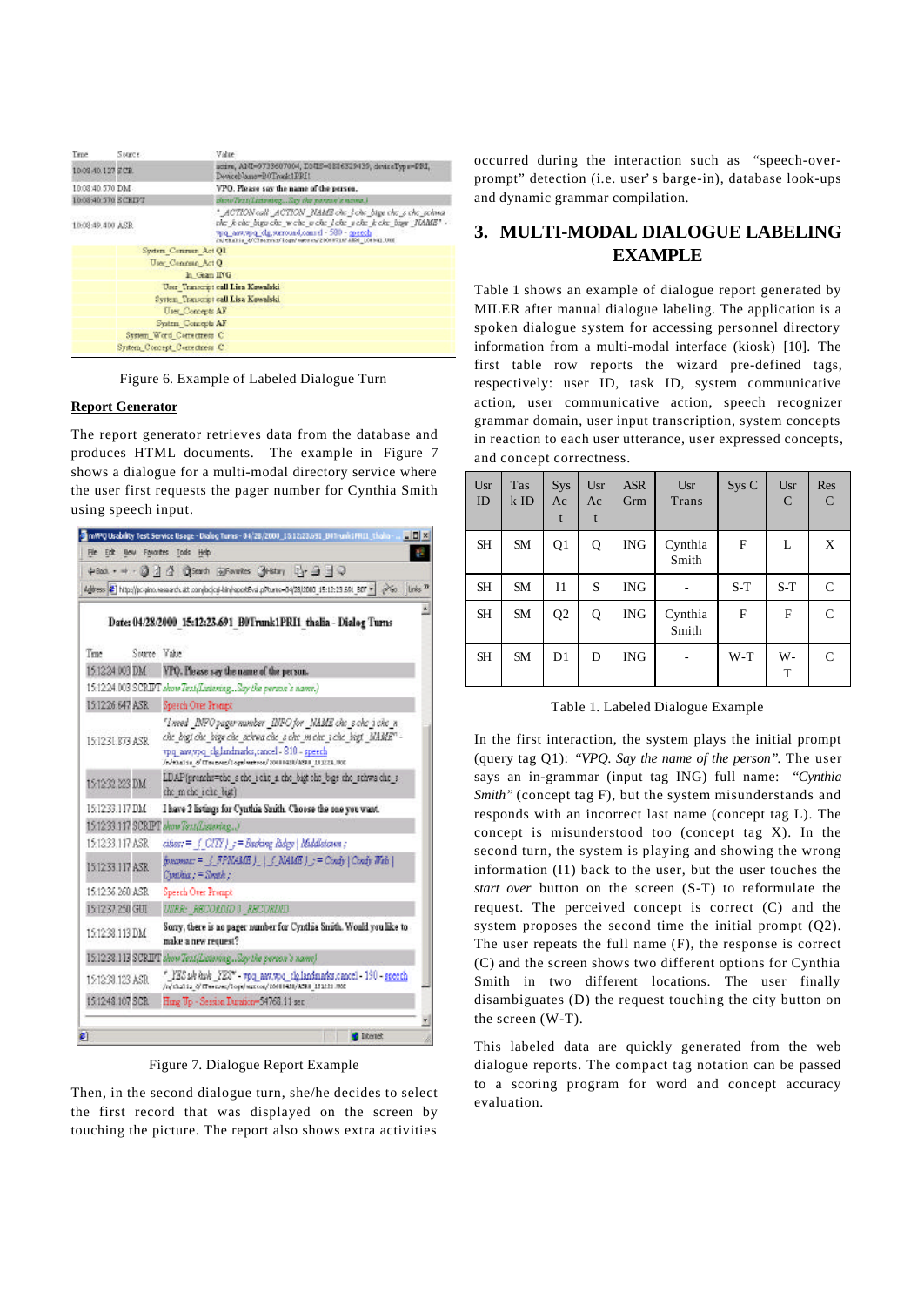Figure 6. Example of Labeled Dialogue Turn

**Report Generator**

The report generator retrieves data from the database and produces HTML documents. The example in Figure 7 shows a dialogue for a multi-modal directory service where the user first requests the pager number for Cynthia Smith using speech input.

Figure 7. Dialogue Report Example

Then, in the second dialogue turn, she/he decides to select the first record that was displayed on the screen by touching the picture. The report also shows extra activities occurred during the interaction such as "speech-over-prompt" detection (i.e. user's barge-in), database look-ups and dynamic grammar compilation.

## 3. MULTI-MODAL DIALOGUE LABELING EXAMPLE

Table 1 shows an example of dialogue report generated by MILER after manual dialogue labeling. The application is a spoken dialogue system for accessing personnel directory information from a multi-modal interface (kiosk) [10]. The first table row reports the wizard pre-defined tags, respectively: user ID, task ID, system communicative action, user communicative action, speech recognizer grammar domain, user input transcription, system concepts in reaction to each user utterance, user expressed concepts, and concept correctness.

| Usr ID | Task ID | Sys Act | Usr Act | ASR Grm | Usr Trans | Sys C | Usr C | Res C |
|---|---|---|---|---|---|---|---|---|
| SH | SM | Q1 | Q | ING | Cynthia Smith | F | L | X |
| SH | SM | I1 | S | ING | - | S-T | S-T | C |
| SH | SM | Q2 | Q | ING | Cynthia Smith | F | F | C |
| SH | SM | D1 | D | ING | - | W-T | W-T | C |

Table 1. Labeled Dialogue Example

In the first interaction, the system plays the initial prompt (query tag Q1): *"VPQ. Say the name of the person"*. The user says an in-grammar (input tag ING) full name: *"Cynthia Smith"* (concept tag F), but the system misunderstands and responds with an incorrect last name (concept tag L). The concept is misunderstood too (concept tag X). In the second turn, the system is playing and showing the wrong information (I1) back to the user, but the user touches the *start over* button on the screen (S-T) to reformulate the request. The perceived concept is correct (C) and the system proposes the second time the initial prompt (Q2). The user repeats the full name (F), the response is correct (C) and the screen shows two different options for Cynthia Smith in two different locations. The user finally disambiguates (D) the request touching the city button on the screen (W-T).

This labeled data are quickly generated from the web dialogue reports. The compact tag notation can be passed to a scoring program for word and concept accuracy evaluation.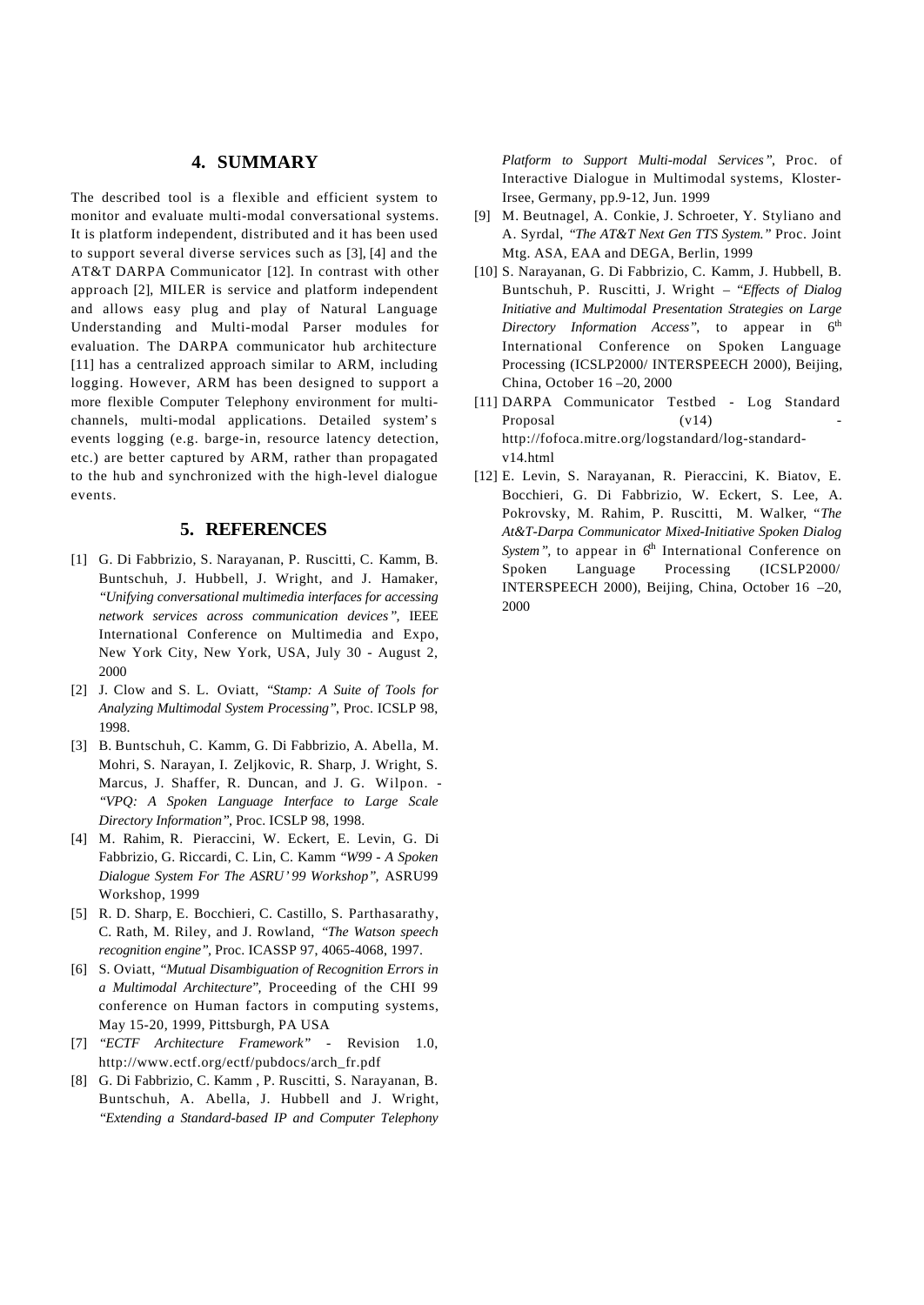## 4. SUMMARY

The described tool is a flexible and efficient system to monitor and evaluate multi-modal conversational systems. It is platform independent, distributed and it has been used to support several diverse services such as [3], [4] and the AT&T DARPA Communicator [12]. In contrast with other approach [2], MILER is service and platform independent and allows easy plug and play of Natural Language Understanding and Multi-modal Parser modules for evaluation. The DARPA communicator hub architecture [11] has a centralized approach similar to ARM, including logging. However, ARM has been designed to support a more flexible Computer Telephony environment for multi-channels, multi-modal applications. Detailed system's events logging (e.g. barge-in, resource latency detection, etc.) are better captured by ARM, rather than propagated to the hub and synchronized with the high-level dialogue events.

## 5. REFERENCES

[1] G. Di Fabbrizio, S. Narayanan, P. Ruscitti, C. Kamm, B. Buntschuh, J. Hubbell, J. Wright, and J. Hamaker, *"Unifying conversational multimedia interfaces for accessing network services across communication devices"*, IEEE International Conference on Multimedia and Expo, New York City, New York, USA, July 30 - August 2, 2000

[2] J. Clow and S. L. Oviatt, *"Stamp: A Suite of Tools for Analyzing Multimodal System Processing"*, Proc. ICSLP 98, 1998.

[3] B. Buntschuh, C. Kamm, G. Di Fabbrizio, A. Abella, M. Mohri, S. Narayan, I. Zeljkovic, R. Sharp, J. Wright, S. Marcus, J. Shaffer, R. Duncan, and J. G. Wilpon. - *"VPQ: A Spoken Language Interface to Large Scale Directory Information"*, Proc. ICSLP 98, 1998.

[4] M. Rahim, R. Pieraccini, W. Eckert, E. Levin, G. Di Fabbrizio, G. Riccardi, C. Lin, C. Kamm *"W99 - A Spoken Dialogue System For The ASRU'99 Workshop"*, ASRU99 Workshop, 1999

[5] R. D. Sharp, E. Bocchieri, C. Castillo, S. Parthasarathy, C. Rath, M. Riley, and J. Rowland, *"The Watson speech recognition engine"*, Proc. ICASSP 97, 4065-4068, 1997.

[6] S. Oviatt, *"Mutual Disambiguation of Recognition Errors in a Multimodal Architecture"*, Proceeding of the CHI 99 conference on Human factors in computing systems, May 15-20, 1999, Pittsburgh, PA USA

[7] *"ECTF Architecture Framework"* - Revision 1.0, http://www.ectf.org/ectf/pubdocs/arch_fr.pdf

[8] G. Di Fabbrizio, C. Kamm , P. Ruscitti, S. Narayanan, B. Buntschuh, A. Abella, J. Hubbell and J. Wright, *"Extending a Standard-based IP and Computer Telephony Platform to Support Multi-modal Services"*, Proc. of Interactive Dialogue in Multimodal systems, Kloster-Irsee, Germany, pp.9-12, Jun. 1999

[9] M. Beutnagel, A. Conkie, J. Schroeter, Y. Styliano and A. Syrdal, *"The AT&T Next Gen TTS System."* Proc. Joint Mtg. ASA, EAA and DEGA, Berlin, 1999

[10] S. Narayanan, G. Di Fabbrizio, C. Kamm, J. Hubbell, B. Buntschuh, P. Ruscitti, J. Wright – *"Effects of Dialog Initiative and Multimodal Presentation Strategies on Large Directory Information Access"*, to appear in 6th International Conference on Spoken Language Processing (ICSLP2000/ INTERSPEECH 2000), Beijing, China, October 16 –20, 2000

[11] DARPA Communicator Testbed - Log Standard Proposal (v14) - http://fofoca.mitre.org/logstandard/log-standard-v14.html

[12] E. Levin, S. Narayanan, R. Pieraccini, K. Biatov, E. Bocchieri, G. Di Fabbrizio, W. Eckert, S. Lee, A. Pokrovsky, M. Rahim, P. Ruscitti, M. Walker, *"The At&T-Darpa Communicator Mixed-Initiative Spoken Dialog System"*, to appear in 6th International Conference on Spoken Language Processing (ICSLP2000/ INTERSPEECH 2000), Beijing, China, October 16 –20, 2000